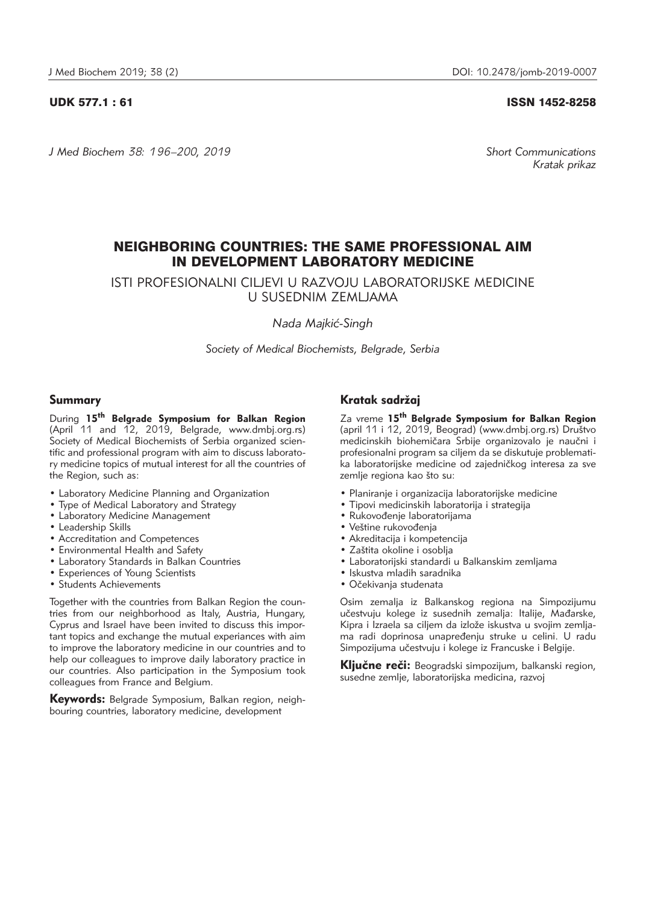UDK 577.1 : 61

ISSN 1452-8258

*J Med Biochem 38: 196–200, 2019*

*Short Communications*
*Kratak prikaz*

# NEIGHBORING COUNTRIES: THE SAME PROFESSIONAL AIM IN DEVELOPMENT LABORATORY MEDICINE

## ISTI PROFESIONALNI CILJEVI U RAZVOJU LABORATORIJSKE MEDICINE U SUSEDNIM ZEMLJAMA

*Nada Majkić-Singh*

*Society of Medical Biochemists, Belgrade, Serbia*

### Summary

During **15th Belgrade Symposium for Balkan Region** (April 11 and 12, 2019, Belgrade, www.dmbj.org.rs) Society of Medical Biochemists of Serbia organized scientific and professional program with aim to discuss laboratory medicine topics of mutual interest for all the countries of the Region, such as:

- Laboratory Medicine Planning and Organization
- Type of Medical Laboratory and Strategy
- Laboratory Medicine Management
- Leadership Skills
- Accreditation and Competences
- Environmental Health and Safety
- Laboratory Standards in Balkan Countries
- Experiences of Young Scientists
- Students Achievements

Together with the countries from Balkan Region the countries from our neighborhood as Italy, Austria, Hungary, Cyprus and Israel have been invited to discuss this important topics and exchange the mutual experiances with aim to improve the laboratory medicine in our countries and to help our colleagues to improve daily laboratory practice in our countries. Also participation in the Symposium took colleagues from France and Belgium.

**Keywords:** Belgrade Symposium, Balkan region, neighbouring countries, laboratory medicine, development

### Kratak sadržaj

Za vreme **15th Belgrade Symposium for Balkan Region** (april 11 i 12, 2019, Beograd) (www.dmbj.org.rs) Društvo medicinskih biohemičara Srbije organizovalo je naučni i profesionalni program sa ciljem da se diskutuje problematika laboratorijske medicine od zajedničkog interesa za sve zemlje regiona kao što su:

- Planiranje i organizacija laboratorijske medicine
- Tipovi medicinskih laboratorija i strategija
- Rukovođenje laboratorijama
- Veštine rukovođenja
- Akreditacija i kompetencija
- Zaštita okoline i osoblja
- Laboratorijski standardi u Balkanskim zemljama
- Iskustva mladih saradnika
- Očekivanja studenata

Osim zemalja iz Balkanskog regiona na Simpozijumu učestvuju kolege iz susednih zemalja: Italije, Mađarske, Kipra i Izraela sa ciljem da izlože iskustva u svojim zemljama radi doprinosa unapređenju struke u celini. U radu Simpozijuma učestvuju i kolege iz Francuske i Belgije.

**Ključne reči:** Beogradski simpozijum, balkanski region, susedne zemlje, laboratorijska medicina, razvoj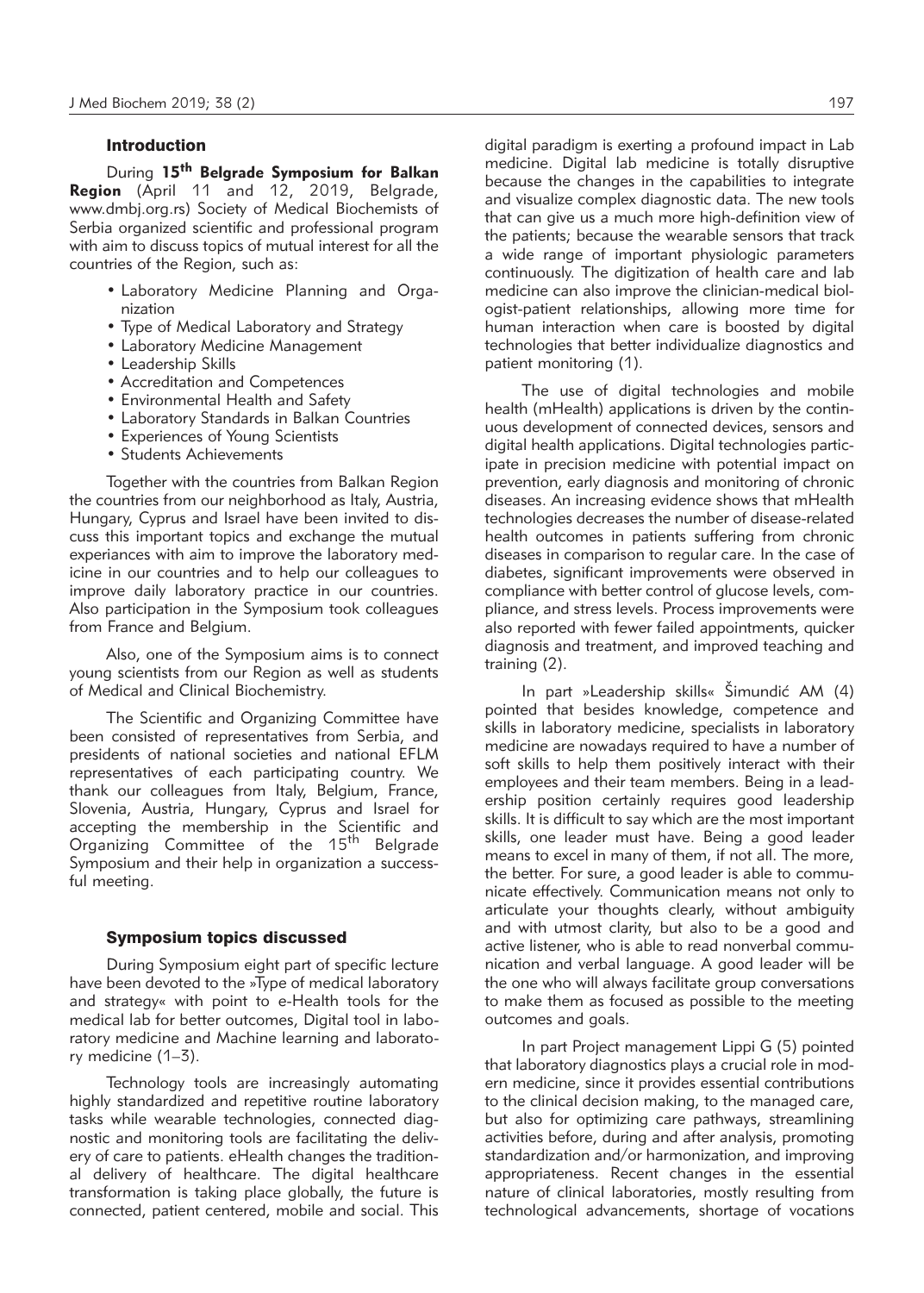## Introduction

During **15th Belgrade Symposium for Balkan Region** (April 11 and 12, 2019, Belgrade, www.dmbj.org.rs) Society of Medical Biochemists of Serbia organized scientific and professional program with aim to discuss topics of mutual interest for all the countries of the Region, such as:

- Laboratory Medicine Planning and Organization
- Type of Medical Laboratory and Strategy
- Laboratory Medicine Management
- Leadership Skills
- Accreditation and Competences
- Environmental Health and Safety
- Laboratory Standards in Balkan Countries
- Experiences of Young Scientists
- Students Achievements

Together with the countries from Balkan Region the countries from our neighborhood as Italy, Austria, Hungary, Cyprus and Israel have been invited to discuss this important topics and exchange the mutual experiances with aim to improve the laboratory medicine in our countries and to help our colleagues to improve daily laboratory practice in our countries. Also participation in the Symposium took colleagues from France and Belgium.

Also, one of the Symposium aims is to connect young scientists from our Region as well as students of Medical and Clinical Biochemistry.

The Scientific and Organizing Committee have been consisted of representatives from Serbia, and presidents of national societies and national EFLM representatives of each participating country. We thank our colleagues from Italy, Belgium, France, Slovenia, Austria, Hungary, Cyprus and Israel for accepting the membership in the Scientific and Organizing Committee of the 15th Belgrade Symposium and their help in organization a successful meeting.

## Symposium topics discussed

During Symposium eight part of specific lecture have been devoted to the »Type of medical laboratory and strategy« with point to e-Health tools for the medical lab for better outcomes, Digital tool in laboratory medicine and Machine learning and laboratory medicine (1–3).

Technology tools are increasingly automating highly standardized and repetitive routine laboratory tasks while wearable technologies, connected diagnostic and monitoring tools are facilitating the delivery of care to patients. eHealth changes the traditional delivery of healthcare. The digital healthcare transformation is taking place globally, the future is connected, patient centered, mobile and social. This digital paradigm is exerting a profound impact in Lab medicine. Digital lab medicine is totally disruptive because the changes in the capabilities to integrate and visualize complex diagnostic data. The new tools that can give us a much more high-definition view of the patients; because the wearable sensors that track a wide range of important physiologic parameters continuously. The digitization of health care and lab medicine can also improve the clinician-medical biologist-patient relationships, allowing more time for human interaction when care is boosted by digital technologies that better individualize diagnostics and patient monitoring (1).

The use of digital technologies and mobile health (mHealth) applications is driven by the continuous development of connected devices, sensors and digital health applications. Digital technologies participate in precision medicine with potential impact on prevention, early diagnosis and monitoring of chronic diseases. An increasing evidence shows that mHealth technologies decreases the number of disease-related health outcomes in patients suffering from chronic diseases in comparison to regular care. In the case of diabetes, significant improvements were observed in compliance with better control of glucose levels, compliance, and stress levels. Process improvements were also reported with fewer failed appointments, quicker diagnosis and treatment, and improved teaching and training (2).

In part »Leadership skills« Šimundić AM (4) pointed that besides knowledge, competence and skills in laboratory medicine, specialists in laboratory medicine are nowadays required to have a number of soft skills to help them positively interact with their employees and their team members. Being in a leadership position certainly requires good leadership skills. It is difficult to say which are the most important skills, one leader must have. Being a good leader means to excel in many of them, if not all. The more, the better. For sure, a good leader is able to communicate effectively. Communication means not only to articulate your thoughts clearly, without ambiguity and with utmost clarity, but also to be a good and active listener, who is able to read nonverbal communication and verbal language. A good leader will be the one who will always facilitate group conversations to make them as focused as possible to the meeting outcomes and goals.

In part Project management Lippi G (5) pointed that laboratory diagnostics plays a crucial role in modern medicine, since it provides essential contributions to the clinical decision making, to the managed care, but also for optimizing care pathways, streamlining activities before, during and after analysis, promoting standardization and/or harmonization, and improving appropriateness. Recent changes in the essential nature of clinical laboratories, mostly resulting from technological advancements, shortage of vocations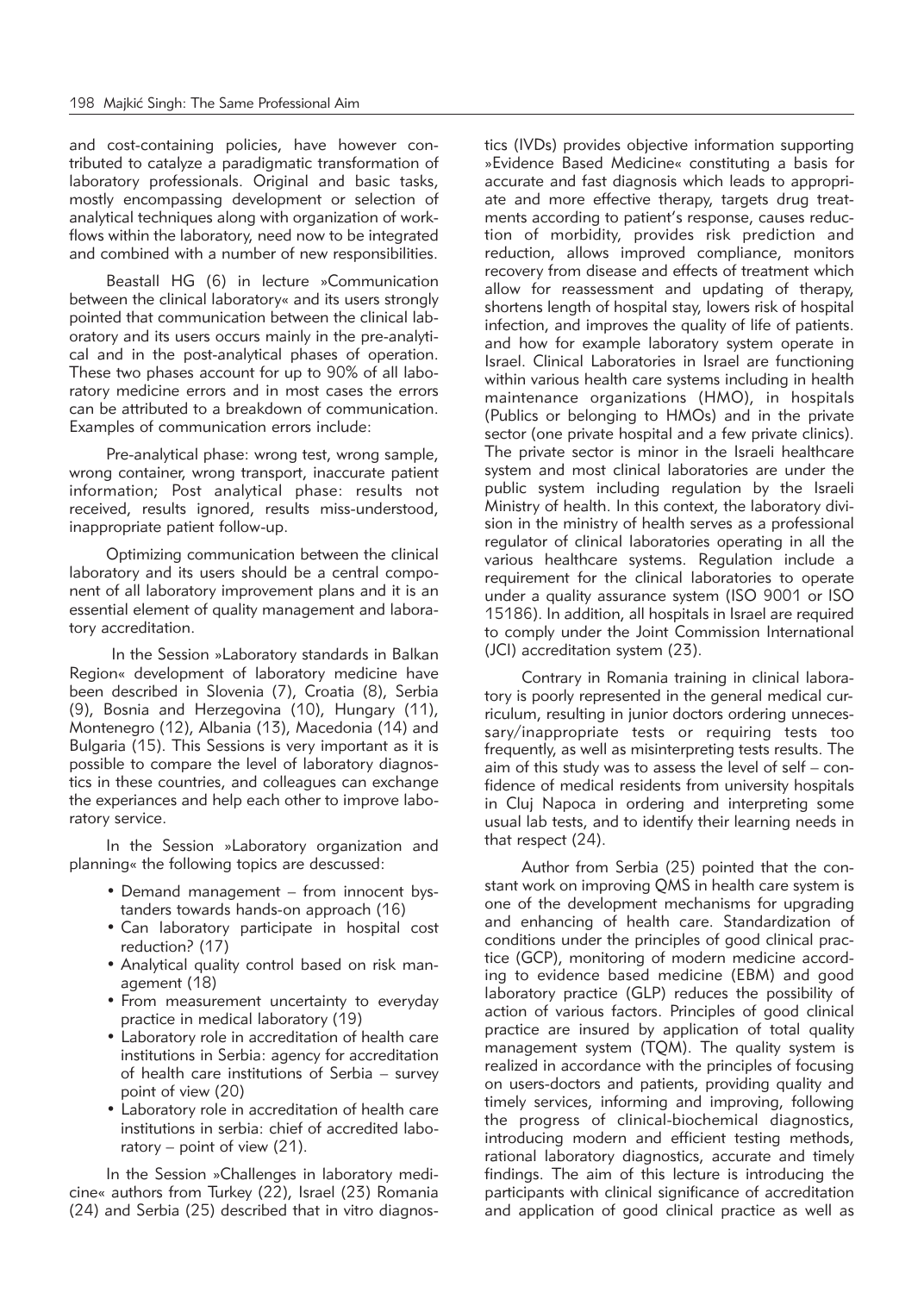and cost-containing policies, have however contributed to catalyze a paradigmatic transformation of laboratory professionals. Original and basic tasks, mostly encompassing development or selection of analytical techniques along with organization of workflows within the laboratory, need now to be integrated and combined with a number of new responsibilities.

Beastall HG (6) in lecture »Communication between the clinical laboratory« and its users strongly pointed that communication between the clinical laboratory and its users occurs mainly in the pre-analytical and in the post-analytical phases of operation. These two phases account for up to 90% of all laboratory medicine errors and in most cases the errors can be attributed to a breakdown of communication. Examples of communication errors include:

Pre-analytical phase: wrong test, wrong sample, wrong container, wrong transport, inaccurate patient information; Post analytical phase: results not received, results ignored, results miss-understood, inappropriate patient follow-up.

Optimizing communication between the clinical laboratory and its users should be a central component of all laboratory improvement plans and it is an essential element of quality management and laboratory accreditation.

In the Session »Laboratory standards in Balkan Region« development of laboratory medicine have been described in Slovenia (7), Croatia (8), Serbia (9), Bosnia and Herzegovina (10), Hungary (11), Montenegro (12), Albania (13), Macedonia (14) and Bulgaria (15). This Sessions is very important as it is possible to compare the level of laboratory diagnostics in these countries, and colleagues can exchange the experiances and help each other to improve laboratory service.

In the Session »Laboratory organization and planning« the following topics are descussed:

- Demand management – from innocent bystanders towards hands-on approach (16)
- Can laboratory participate in hospital cost reduction? (17)
- Analytical quality control based on risk management (18)
- From measurement uncertainty to everyday practice in medical laboratory (19)
- Laboratory role in accreditation of health care institutions in Serbia: agency for accreditation of health care institutions of Serbia – survey point of view (20)
- Laboratory role in accreditation of health care institutions in serbia: chief of accredited laboratory – point of view (21).

In the Session »Challenges in laboratory medicine« authors from Turkey (22), Israel (23) Romania (24) and Serbia (25) described that in vitro diagnostics (IVDs) provides objective information supporting »Evidence Based Medicine« constituting a basis for accurate and fast diagnosis which leads to appropriate and more effective therapy, targets drug treatments according to patient's response, causes reduction of morbidity, provides risk prediction and reduction, allows improved compliance, monitors recovery from disease and effects of treatment which allow for reassessment and updating of therapy, shortens length of hospital stay, lowers risk of hospital infection, and improves the quality of life of patients. and how for example laboratory system operate in Israel. Clinical Laboratories in Israel are functioning within various health care systems including in health maintenance organizations (HMO), in hospitals (Publics or belonging to HMOs) and in the private sector (one private hospital and a few private clinics). The private sector is minor in the Israeli healthcare system and most clinical laboratories are under the public system including regulation by the Israeli Ministry of health. In this context, the laboratory division in the ministry of health serves as a professional regulator of clinical laboratories operating in all the various healthcare systems. Regulation include a requirement for the clinical laboratories to operate under a quality assurance system (ISO 9001 or ISO 15186). In addition, all hospitals in Israel are required to comply under the Joint Commission International (JCI) accreditation system (23).

Contrary in Romania training in clinical laboratory is poorly represented in the general medical curriculum, resulting in junior doctors ordering unnecessary/inappropriate tests or requiring tests too frequently, as well as misinterpreting tests results. The aim of this study was to assess the level of self – confidence of medical residents from university hospitals in Cluj Napoca in ordering and interpreting some usual lab tests, and to identify their learning needs in that respect (24).

Author from Serbia (25) pointed that the constant work on improving QMS in health care system is one of the development mechanisms for upgrading and enhancing of health care. Standardization of conditions under the principles of good clinical practice (GCP), monitoring of modern medicine according to evidence based medicine (EBM) and good laboratory practice (GLP) reduces the possibility of action of various factors. Principles of good clinical practice are insured by application of total quality management system (TQM). The quality system is realized in accordance with the principles of focusing on users-doctors and patients, providing quality and timely services, informing and improving, following the progress of clinical-biochemical diagnostics, introducing modern and efficient testing methods, rational laboratory diagnostics, accurate and timely findings. The aim of this lecture is introducing the participants with clinical significance of accreditation and application of good clinical practice as well as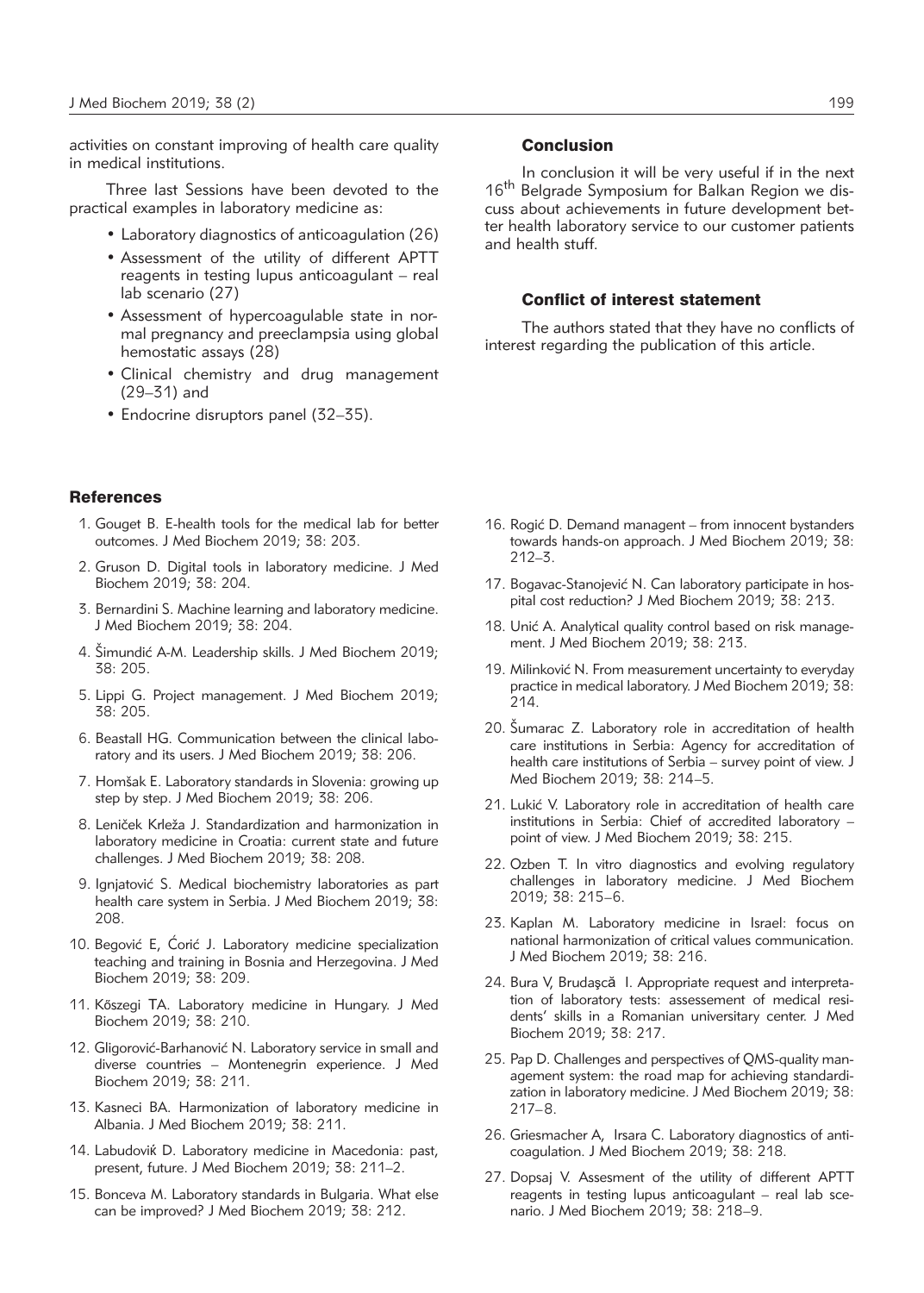activities on constant improving of health care quality in medical institutions.

Three last Sessions have been devoted to the practical examples in laboratory medicine as:

- Laboratory diagnostics of anticoagulation (26)
- Assessment of the utility of different APTT reagents in testing lupus anticoagulant – real lab scenario (27)
- Assessment of hypercoagulable state in normal pregnancy and preeclampsia using global hemostatic assays (28)
- Clinical chemistry and drug management (29–31) and
- Endocrine disruptors panel (32–35).

## Conclusion

In conclusion it will be very useful if in the next 16th Belgrade Symposium for Balkan Region we discuss about achievements in future development better health laboratory service to our customer patients and health stuff.

## Conflict of interest statement

The authors stated that they have no conflicts of interest regarding the publication of this article.

## References

1. Gouget B. E-health tools for the medical lab for better outcomes. J Med Biochem 2019; 38: 203.
2. Gruson D. Digital tools in laboratory medicine. J Med Biochem 2019; 38: 204.
3. Bernardini S. Machine learning and laboratory medicine. J Med Biochem 2019; 38: 204.
4. Šimundić A-M. Leadership skills. J Med Biochem 2019; 38: 205.
5. Lippi G. Project management. J Med Biochem 2019; 38: 205.
6. Beastall HG. Communication between the clinical laboratory and its users. J Med Biochem 2019; 38: 206.
7. Homšak E. Laboratory standards in Slovenia: growing up step by step. J Med Biochem 2019; 38: 206.
8. Leniček Krleža J. Standardization and harmonization in laboratory medicine in Croatia: current state and future challenges. J Med Biochem 2019; 38: 208.
9. Ignjatović S. Medical biochemistry laboratories as part health care system in Serbia. J Med Biochem 2019; 38: 208.
10. Begović E, Ćorić J. Laboratory medicine specialization teaching and training in Bosnia and Herzegovina. J Med Biochem 2019; 38: 209.
11. Kőszegi TA. Laboratory medicine in Hungary. J Med Biochem 2019; 38: 210.
12. Gligorović-Barhanović N. Laboratory service in small and diverse countries – Montenegrin experience. J Med Biochem 2019; 38: 211.
13. Kasneci BA. Harmonization of laboratory medicine in Albania. J Med Biochem 2019; 38: 211.
14. Labudovik D. Laboratory medicine in Macedonia: past, present, future. J Med Biochem 2019; 38: 211–2.
15. Bonceva M. Laboratory standards in Bulgaria. What else can be improved? J Med Biochem 2019; 38: 212.
16. Rogić D. Demand managent – from innocent bystanders towards hands-on approach. J Med Biochem 2019; 38: 212–3.
17. Bogavac-Stanojević N. Can laboratory participate in hospital cost reduction? J Med Biochem 2019; 38: 213.
18. Unić A. Analytical quality control based on risk management. J Med Biochem 2019; 38: 213.
19. Milinković N. From measurement uncertainty to everyday practice in medical laboratory. J Med Biochem 2019; 38: 214.
20. Šumarac Z. Laboratory role in accreditation of health care institutions in Serbia: Agency for accreditation of health care institutions of Serbia – survey point of view. J Med Biochem 2019; 38: 214–5.
21. Lukić V. Laboratory role in accreditation of health care institutions in Serbia: Chief of accredited laboratory – point of view. J Med Biochem 2019; 38: 215.
22. Ozben T. In vitro diagnostics and evolving regulatory challenges in laboratory medicine. J Med Biochem 2019; 38: 215–6.
23. Kaplan M. Laboratory medicine in Israel: focus on national harmonization of critical values communication. J Med Biochem 2019; 38: 216.
24. Bura V, Brudaşcă I. Appropriate request and interpretation of laboratory tests: assessement of medical residents' skills in a Romanian universitary center. J Med Biochem 2019; 38: 217.
25. Pap D. Challenges and perspectives of QMS-quality management system: the road map for achieving standardization in laboratory medicine. J Med Biochem 2019; 38: 217–8.
26. Griesmacher A, Irsara C. Laboratory diagnostics of anticoagulation. J Med Biochem 2019; 38: 218.
27. Dopsaj V. Assesment of the utility of different APTT reagents in testing lupus anticoagulant – real lab scenario. J Med Biochem 2019; 38: 218–9.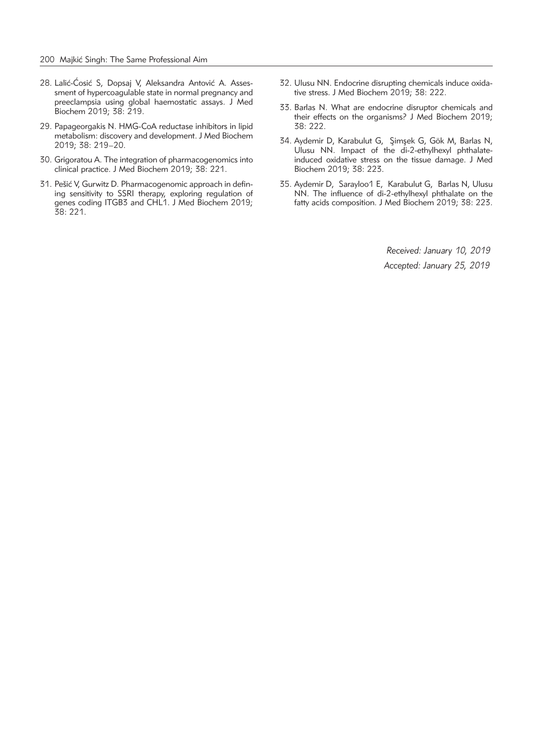28. Lalić-Ćosić S, Dopsaj V, Aleksandra Antović A. Assessment of hypercoagulable state in normal pregnancy and preeclampsia using global haemostatic assays. J Med Biochem 2019; 38: 219.
29. Papageorgakis N. HMG-CoA reductase inhibitors in lipid metabolism: discovery and development. J Med Biochem 2019; 38: 219–20.
30. Grigoratou A. The integration of pharmacogenomics into clinical practice. J Med Biochem 2019; 38: 221.
31. Pešić V, Gurwitz D. Pharmacogenomic approach in defining sensitivity to SSRI therapy, exploring regulation of genes coding ITGB3 and CHL1. J Med Biochem 2019; 38: 221.
32. Ulusu NN. Endocrine disrupting chemicals induce oxidative stress. J Med Biochem 2019; 38: 222.
33. Barlas N. What are endocrine disruptor chemicals and their effects on the organisms? J Med Biochem 2019; 38: 222.
34. Aydemir D, Karabulut G, Şimşek G, Gök M, Barlas N, Ulusu NN. Impact of the di-2-ethylhexyl phthalate-induced oxidative stress on the tissue damage. J Med Biochem 2019; 38: 223.
35. Aydemir D, Sarayloo1 E, Karabulut G, Barlas N, Ulusu NN. The influence of di-2-ethylhexyl phthalate on the fatty acids composition. J Med Biochem 2019; 38: 223.

*Received: January 10, 2019*
*Accepted: January 25, 2019*